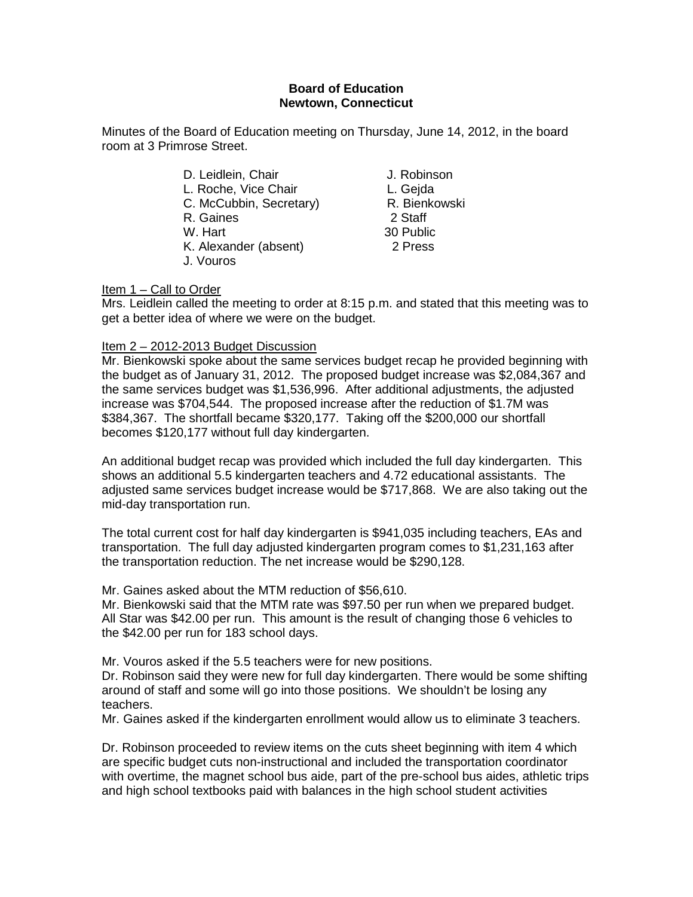**Board of Education**
**Newtown, Connecticut**

Minutes of the Board of Education meeting on Thursday, June 14, 2012, in the board room at 3 Primrose Street.

| | |
|---|---|
| D. Leidlein, Chair | J. Robinson |
| L. Roche, Vice Chair | L. Gejda |
| C. McCubbin, Secretary) | R. Bienkowski |
| R. Gaines | 2 Staff |
| W. Hart | 30 Public |
| K. Alexander (absent) | 2 Press |
| J. Vouros | |

Item 1 – Call to Order

Mrs. Leidlein called the meeting to order at 8:15 p.m. and stated that this meeting was to get a better idea of where we were on the budget.

Item 2 – 2012-2013 Budget Discussion

Mr. Bienkowski spoke about the same services budget recap he provided beginning with the budget as of January 31, 2012. The proposed budget increase was $2,084,367 and the same services budget was $1,536,996. After additional adjustments, the adjusted increase was $704,544. The proposed increase after the reduction of $1.7M was $384,367. The shortfall became $320,177. Taking off the $200,000 our shortfall becomes $120,177 without full day kindergarten.

An additional budget recap was provided which included the full day kindergarten. This shows an additional 5.5 kindergarten teachers and 4.72 educational assistants. The adjusted same services budget increase would be $717,868. We are also taking out the mid-day transportation run.

The total current cost for half day kindergarten is $941,035 including teachers, EAs and transportation. The full day adjusted kindergarten program comes to $1,231,163 after the transportation reduction. The net increase would be $290,128.

Mr. Gaines asked about the MTM reduction of $56,610.

Mr. Bienkowski said that the MTM rate was $97.50 per run when we prepared budget. All Star was $42.00 per run. This amount is the result of changing those 6 vehicles to the $42.00 per run for 183 school days.

Mr. Vouros asked if the 5.5 teachers were for new positions.

Dr. Robinson said they were new for full day kindergarten. There would be some shifting around of staff and some will go into those positions. We shouldn't be losing any teachers.

Mr. Gaines asked if the kindergarten enrollment would allow us to eliminate 3 teachers.

Dr. Robinson proceeded to review items on the cuts sheet beginning with item 4 which are specific budget cuts non-instructional and included the transportation coordinator with overtime, the magnet school bus aide, part of the pre-school bus aides, athletic trips and high school textbooks paid with balances in the high school student activities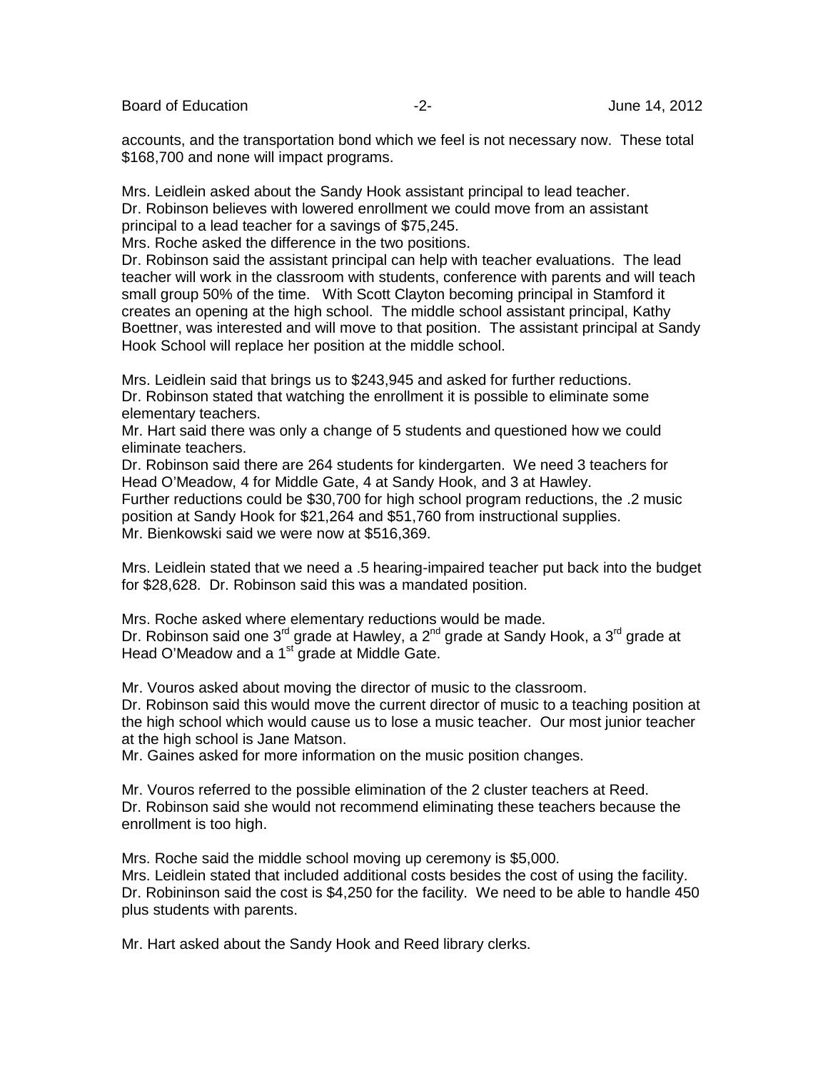accounts, and the transportation bond which we feel is not necessary now. These total $168,700 and none will impact programs.

Mrs. Leidlein asked about the Sandy Hook assistant principal to lead teacher.
Dr. Robinson believes with lowered enrollment we could move from an assistant principal to a lead teacher for a savings of $75,245.
Mrs. Roche asked the difference in the two positions.
Dr. Robinson said the assistant principal can help with teacher evaluations. The lead teacher will work in the classroom with students, conference with parents and will teach small group 50% of the time. With Scott Clayton becoming principal in Stamford it creates an opening at the high school. The middle school assistant principal, Kathy Boettner, was interested and will move to that position. The assistant principal at Sandy Hook School will replace her position at the middle school.

Mrs. Leidlein said that brings us to $243,945 and asked for further reductions.
Dr. Robinson stated that watching the enrollment it is possible to eliminate some elementary teachers.
Mr. Hart said there was only a change of 5 students and questioned how we could eliminate teachers.
Dr. Robinson said there are 264 students for kindergarten. We need 3 teachers for Head O'Meadow, 4 for Middle Gate, 4 at Sandy Hook, and 3 at Hawley.
Further reductions could be $30,700 for high school program reductions, the .2 music position at Sandy Hook for $21,264 and $51,760 from instructional supplies.
Mr. Bienkowski said we were now at $516,369.

Mrs. Leidlein stated that we need a .5 hearing-impaired teacher put back into the budget for $28,628. Dr. Robinson said this was a mandated position.

Mrs. Roche asked where elementary reductions would be made.
Dr. Robinson said one 3rd grade at Hawley, a 2nd grade at Sandy Hook, a 3rd grade at Head O'Meadow and a 1st grade at Middle Gate.

Mr. Vouros asked about moving the director of music to the classroom.
Dr. Robinson said this would move the current director of music to a teaching position at the high school which would cause us to lose a music teacher. Our most junior teacher at the high school is Jane Matson.
Mr. Gaines asked for more information on the music position changes.

Mr. Vouros referred to the possible elimination of the 2 cluster teachers at Reed.
Dr. Robinson said she would not recommend eliminating these teachers because the enrollment is too high.

Mrs. Roche said the middle school moving up ceremony is $5,000.
Mrs. Leidlein stated that included additional costs besides the cost of using the facility.
Dr. Robininson said the cost is $4,250 for the facility. We need to be able to handle 450 plus students with parents.

Mr. Hart asked about the Sandy Hook and Reed library clerks.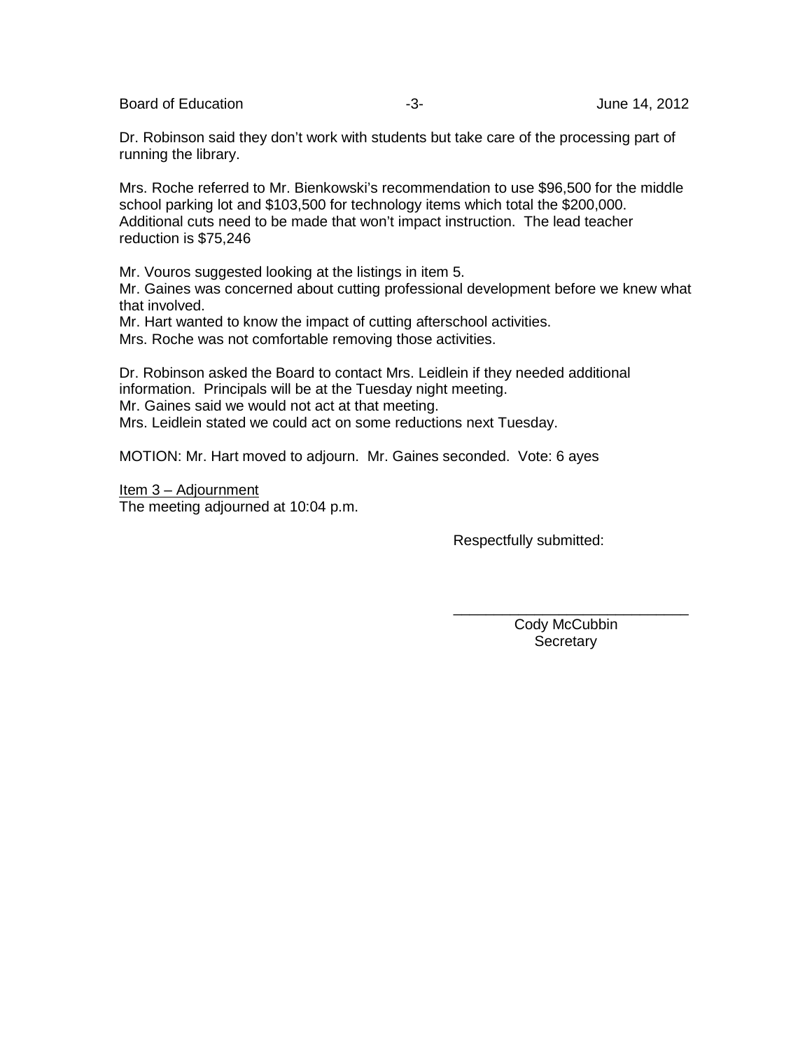Dr. Robinson said they don't work with students but take care of the processing part of running the library.

Mrs. Roche referred to Mr. Bienkowski's recommendation to use $96,500 for the middle school parking lot and $103,500 for technology items which total the $200,000. Additional cuts need to be made that won't impact instruction. The lead teacher reduction is $75,246

Mr. Vouros suggested looking at the listings in item 5.
Mr. Gaines was concerned about cutting professional development before we knew what that involved.
Mr. Hart wanted to know the impact of cutting afterschool activities.
Mrs. Roche was not comfortable removing those activities.

Dr. Robinson asked the Board to contact Mrs. Leidlein if they needed additional information. Principals will be at the Tuesday night meeting.
Mr. Gaines said we would not act at that meeting.
Mrs. Leidlein stated we could act on some reductions next Tuesday.

MOTION: Mr. Hart moved to adjourn. Mr. Gaines seconded. Vote: 6 ayes

Item 3 – Adjournment
The meeting adjourned at 10:04 p.m.

Respectfully submitted:

_____________________________
Cody McCubbin
Secretary